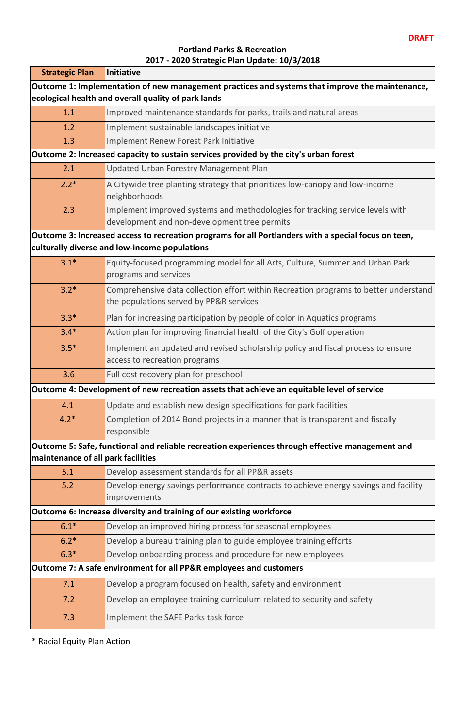DRAFT

**Portland Parks & Recreation**
**2017 - 2020 Strategic Plan Update: 10/3/2018**

| Strategic Plan | Initiative |
|---|---|
| **Outcome 1: Implementation of new management practices and systems that improve the maintenance, ecological health and overall quality of park lands** | |
| 1.1 | Improved maintenance standards for parks, trails and natural areas |
| 1.2 | Implement sustainable landscapes initiative |
| 1.3 | Implement Renew Forest Park Initiative |
| **Outcome 2: Increased capacity to sustain services provided by the city's urban forest** | |
| 2.1 | Updated Urban Forestry Management Plan |
| 2.2* | A Citywide tree planting strategy that prioritizes low-canopy and low-income neighborhoods |
| 2.3 | Implement improved systems and methodologies for tracking service levels with development and non-development tree permits |
| **Outcome 3: Increased access to recreation programs for all Portlanders with a special focus on teen, culturally diverse and low-income populations** | |
| 3.1* | Equity-focused programming model for all Arts, Culture, Summer and Urban Park programs and services |
| 3.2* | Comprehensive data collection effort within Recreation programs to better understand the populations served by PP&R services |
| 3.3* | Plan for increasing participation by people of color in Aquatics programs |
| 3.4* | Action plan for improving financial health of the City's Golf operation |
| 3.5* | Implement an updated and revised scholarship policy and fiscal process to ensure access to recreation programs |
| 3.6 | Full cost recovery plan for preschool |
| **Outcome 4: Development of new recreation assets that achieve an equitable level of service** | |
| 4.1 | Update and establish new design specifications for park facilities |
| 4.2* | Completion of 2014 Bond projects in a manner that is transparent and fiscally responsible |
| **Outcome 5: Safe, functional and reliable recreation experiences through effective management and maintenance of all park facilities** | |
| 5.1 | Develop assessment standards for all PP&R assets |
| 5.2 | Develop energy savings performance contracts to achieve energy savings and facility improvements |
| **Outcome 6: Increase diversity and training of our existing workforce** | |
| 6.1* | Develop an improved hiring process for seasonal employees |
| 6.2* | Develop a bureau training plan to guide employee training efforts |
| 6.3* | Develop onboarding process and procedure for new employees |
| **Outcome 7: A safe environment for all PP&R employees and customers** | |
| 7.1 | Develop a program focused on health, safety and environment |
| 7.2 | Develop an employee training curriculum related to security and safety |
| 7.3 | Implement the SAFE Parks task force |

* Racial Equity Plan Action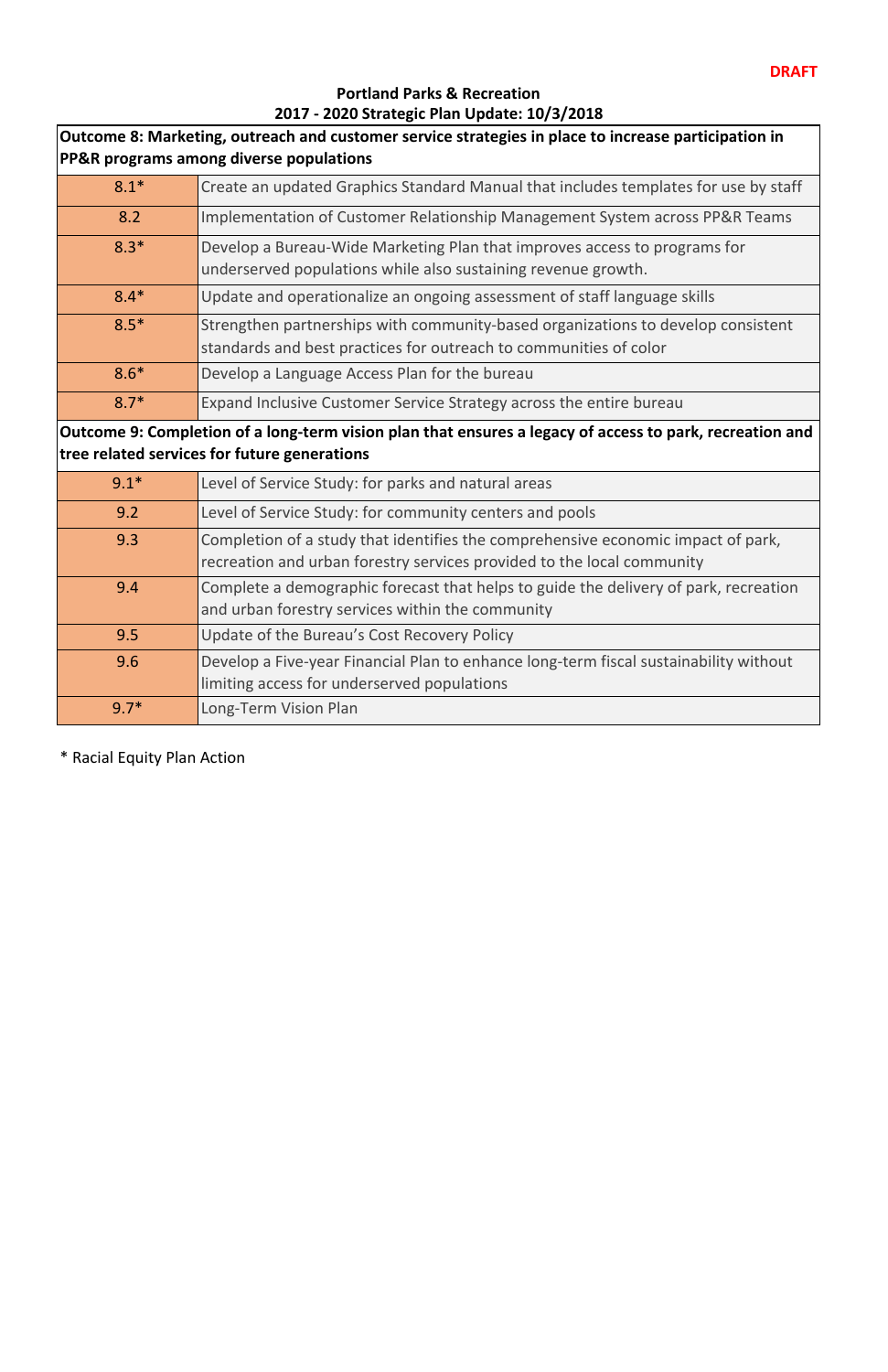DRAFT

**Portland Parks & Recreation**
**2017 - 2020 Strategic Plan Update: 10/3/2018**

| | |
|---|---|
| **Outcome 8: Marketing, outreach and customer service strategies in place to increase participation in PP&R programs among diverse populations** | |
| 8.1* | Create an updated Graphics Standard Manual that includes templates for use by staff |
| 8.2 | Implementation of Customer Relationship Management System across PP&R Teams |
| 8.3* | Develop a Bureau-Wide Marketing Plan that improves access to programs for underserved populations while also sustaining revenue growth. |
| 8.4* | Update and operationalize an ongoing assessment of staff language skills |
| 8.5* | Strengthen partnerships with community-based organizations to develop consistent standards and best practices for outreach to communities of color |
| 8.6* | Develop a Language Access Plan for the bureau |
| 8.7* | Expand Inclusive Customer Service Strategy across the entire bureau |
| **Outcome 9: Completion of a long-term vision plan that ensures a legacy of access to park, recreation and tree related services for future generations** | |
| 9.1* | Level of Service Study: for parks and natural areas |
| 9.2 | Level of Service Study: for community centers and pools |
| 9.3 | Completion of a study that identifies the comprehensive economic impact of park, recreation and urban forestry services provided to the local community |
| 9.4 | Complete a demographic forecast that helps to guide the delivery of park, recreation and urban forestry services within the community |
| 9.5 | Update of the Bureau's Cost Recovery Policy |
| 9.6 | Develop a Five-year Financial Plan to enhance long-term fiscal sustainability without limiting access for underserved populations |
| 9.7* | Long-Term Vision Plan |

* Racial Equity Plan Action